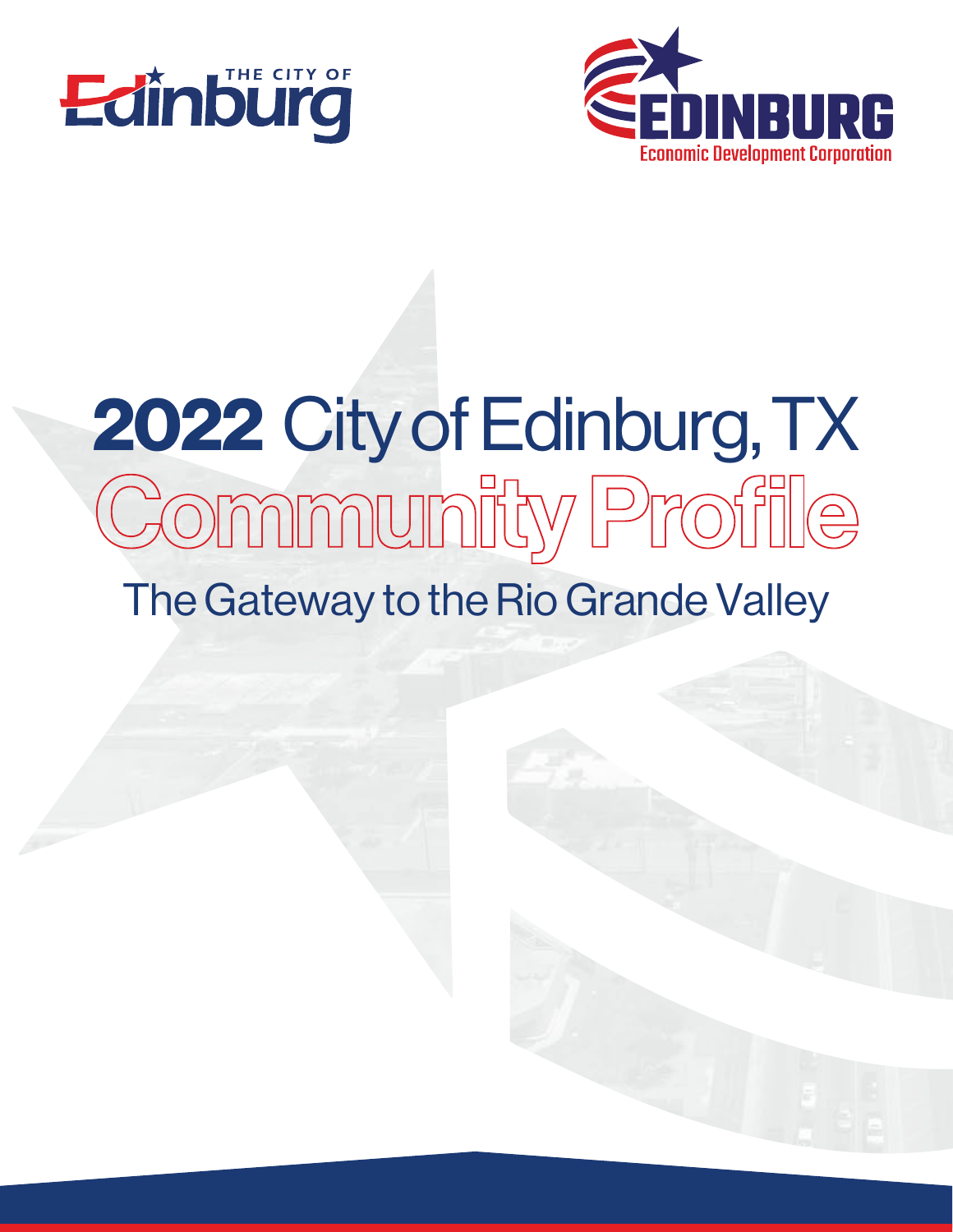THE CITY OF Edinburg

EDINBURG Economic Development Corporation

# 2022 City of Edinburg, TX Community Profile

## The Gateway to the Rio Grande Valley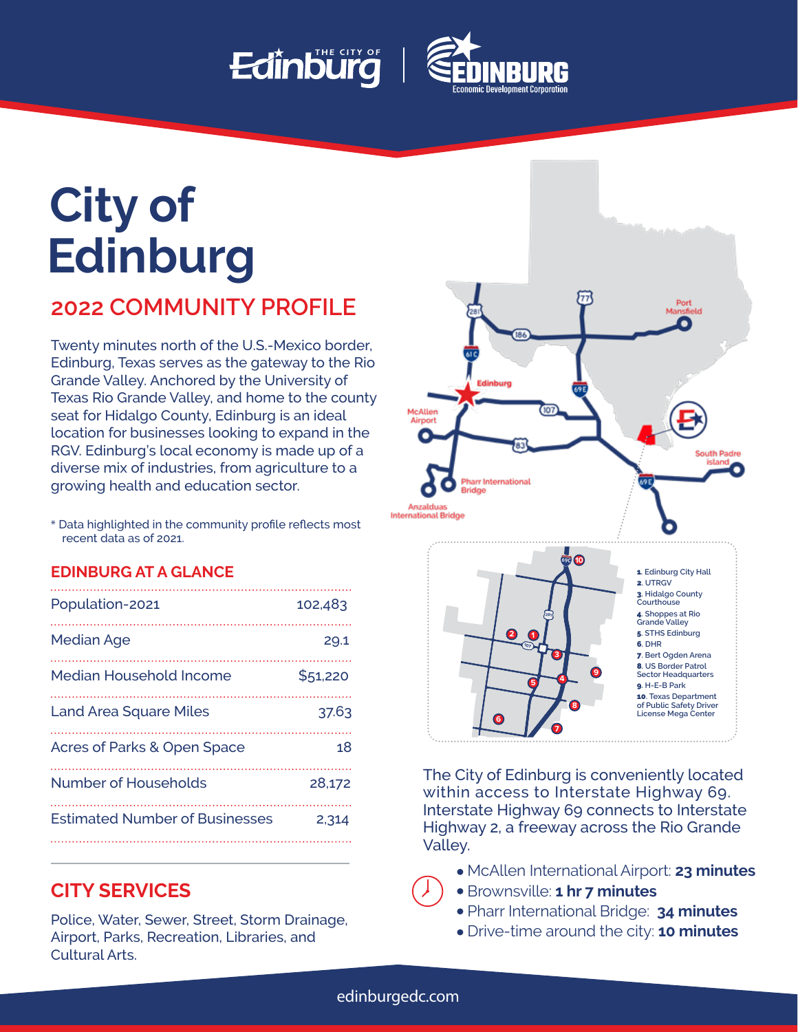# City of Edinburg

## 2022 COMMUNITY PROFILE

Twenty minutes north of the U.S.-Mexico border, Edinburg, Texas serves as the gateway to the Rio Grande Valley. Anchored by the University of Texas Rio Grande Valley, and home to the county seat for Hidalgo County, Edinburg is an ideal location for businesses looking to expand in the RGV. Edinburg's local economy is made up of a diverse mix of industries, from agriculture to a growing health and education sector.

* Data highlighted in the community profile reflects most recent data as of 2021.

### EDINBURG AT A GLANCE

| | |
|---|---|
| Population-2021 | 102,483 |
| Median Age | 29.1 |
| Median Household Income | $51,220 |
| Land Area Square Miles | 37.63 |
| Acres of Parks & Open Space | 18 |
| Number of Households | 28,172 |
| Estimated Number of Businesses | 2,314 |

### CITY SERVICES

Police, Water, Sewer, Street, Storm Drainage, Airport, Parks, Recreation, Libraries, and Cultural Arts.

1. Edinburg City Hall
2. UTRGV
3. Hidalgo County Courthouse
4. Shoppes at Rio Grande Valley
5. STHS Edinburg
6. DHR
7. Bert Ogden Arena
8. US Border Patrol Sector Headquarters
9. H-E-B Park
10. Texas Department of Public Safety Driver License Mega Center

The City of Edinburg is conveniently located within access to Interstate Highway 69. Interstate Highway 69 connects to Interstate Highway 2, a freeway across the Rio Grande Valley.

- McAllen International Airport: **23 minutes**
- Brownsville: **1 hr 7 minutes**
- Pharr International Bridge: **34 minutes**
- Drive-time around the city: **10 minutes**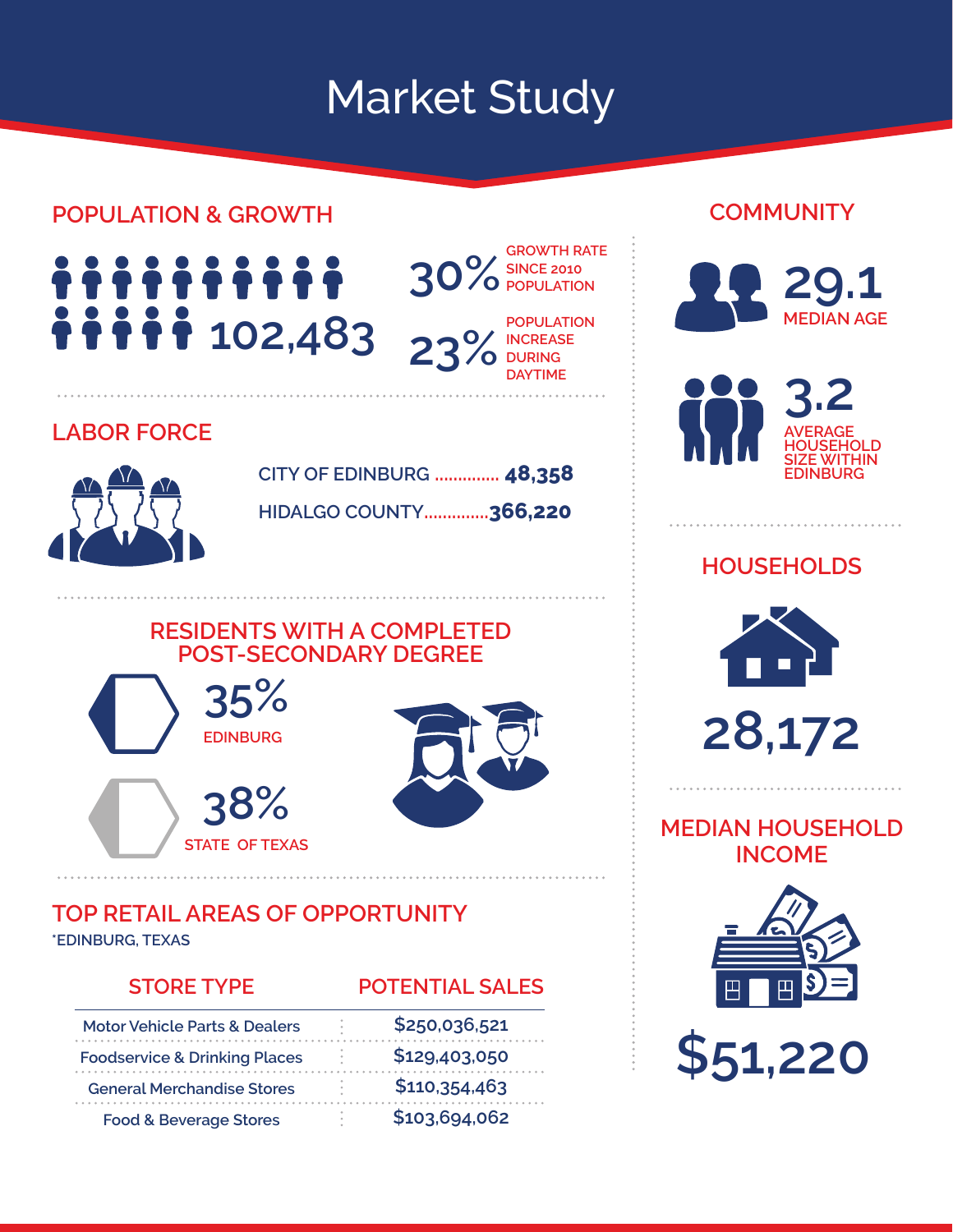# Market Study

## POPULATION & GROWTH

102,483

30% GROWTH RATE SINCE 2010 POPULATION

23% POPULATION INCREASE DURING DAYTIME

## LABOR FORCE

CITY OF EDINBURG .............. **48,358**

HIDALGO COUNTY..............**366,220**

## RESIDENTS WITH A COMPLETED POST-SECONDARY DEGREE

35% EDINBURG

38% STATE OF TEXAS

## TOP RETAIL AREAS OF OPPORTUNITY

*EDINBURG, TEXAS

| STORE TYPE | POTENTIAL SALES |
|---|---|
| Motor Vehicle Parts & Dealers | $250,036,521 |
| Foodservice & Drinking Places | $129,403,050 |
| General Merchandise Stores | $110,354,463 |
| Food & Beverage Stores | $103,694,062 |

## COMMUNITY

29.1 MEDIAN AGE

3.2 AVERAGE HOUSEHOLD SIZE WITHIN EDINBURG

## HOUSEHOLDS

28,172

## MEDIAN HOUSEHOLD INCOME

$51,220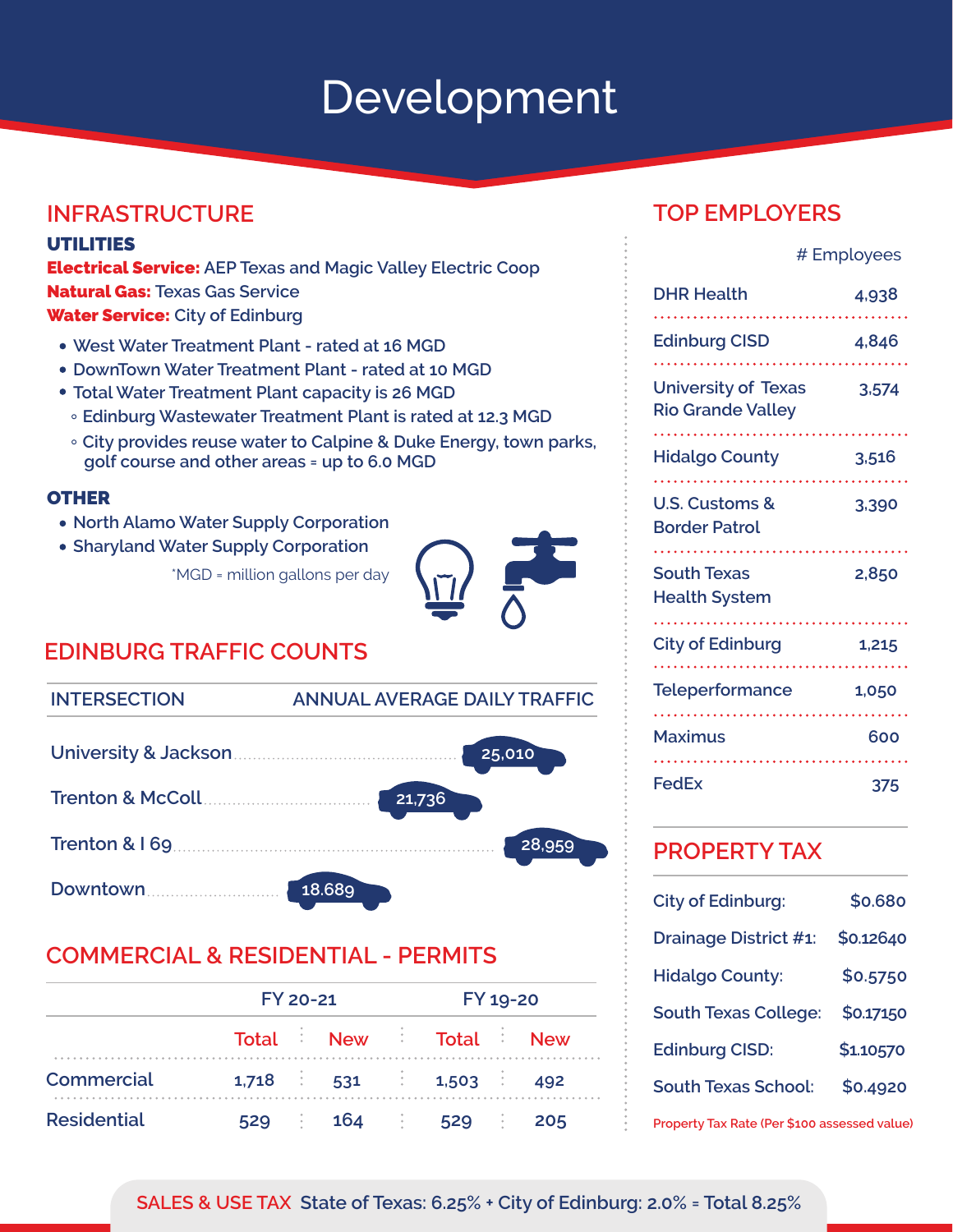# Development

## INFRASTRUCTURE

### UTILITIES

**Electrical Service:** AEP Texas and Magic Valley Electric Coop
**Natural Gas:** Texas Gas Service
**Water Service:** City of Edinburg

- West Water Treatment Plant - rated at 16 MGD
- DownTown Water Treatment Plant - rated at 10 MGD
- Total Water Treatment Plant capacity is 26 MGD
    - Edinburg Wastewater Treatment Plant is rated at 12.3 MGD
    - City provides reuse water to Calpine & Duke Energy, town parks, golf course and other areas = up to 6.0 MGD

### OTHER

- North Alamo Water Supply Corporation
- Sharyland Water Supply Corporation

*MGD = million gallons per day

## EDINBURG TRAFFIC COUNTS

| INTERSECTION | ANNUAL AVERAGE DAILY TRAFFIC |
|---|---|
| University & Jackson | 25,010 |
| Trenton & McColl | 21,736 |
| Trenton & I 69 | 28,959 |
| Downtown | 18.689 |

## COMMERCIAL & RESIDENTIAL - PERMITS

| | FY 20-21 | | FY 19-20 | |
|---|---|---|---|---|
| | Total | New | Total | New |
| Commercial | 1,718 | 531 | 1,503 | 492 |
| Residential | 529 | 164 | 529 | 205 |

## TOP EMPLOYERS

| | # Employees |
|---|---|
| DHR Health | 4,938 |
| Edinburg CISD | 4,846 |
| University of Texas Rio Grande Valley | 3,574 |
| Hidalgo County | 3,516 |
| U.S. Customs & Border Patrol | 3,390 |
| South Texas Health System | 2,850 |
| City of Edinburg | 1,215 |
| Teleperformance | 1,050 |
| Maximus | 600 |
| FedEx | 375 |

## PROPERTY TAX

| | |
|---|---|
| City of Edinburg: | $0.680 |
| Drainage District #1: | $0.12640 |
| Hidalgo County: | $0.5750 |
| South Texas College: | $0.17150 |
| Edinburg CISD: | $1.10570 |
| South Texas School: | $0.4920 |

Property Tax Rate (Per $100 assessed value)

**SALES & USE TAX** State of Texas: 6.25% + City of Edinburg: 2.0% = Total 8.25%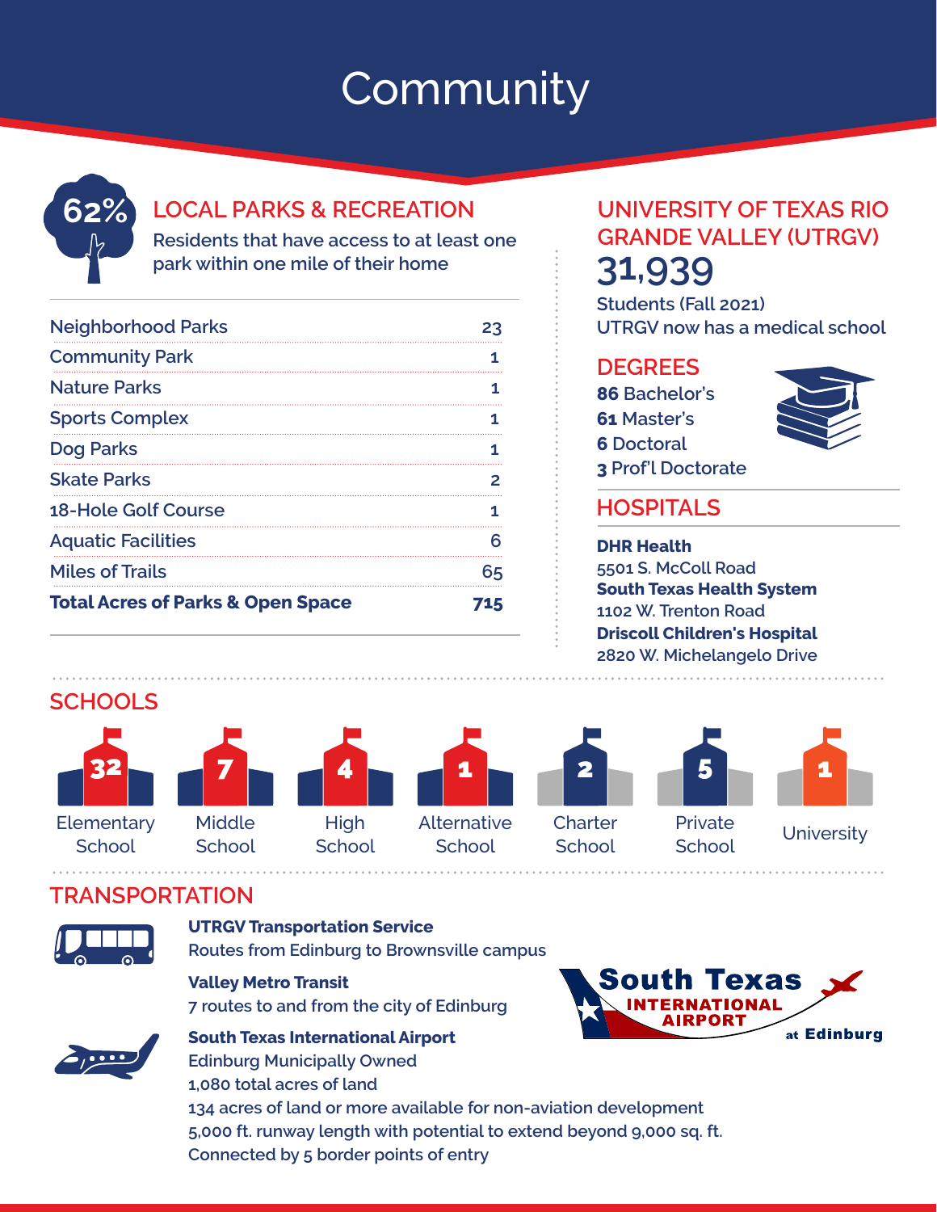# Community

## LOCAL PARKS & RECREATION

**62%** Residents that have access to at least one park within one mile of their home

| | |
|---|---|
| Neighborhood Parks | 23 |
| Community Park | 1 |
| Nature Parks | 1 |
| Sports Complex | 1 |
| Dog Parks | 1 |
| Skate Parks | 2 |
| 18-Hole Golf Course | 1 |
| Aquatic Facilities | 6 |
| Miles of Trails | 65 |
| **Total Acres of Parks & Open Space** | **715** |

## UNIVERSITY OF TEXAS RIO GRANDE VALLEY (UTRGV)

**31,939**

Students (Fall 2021)

UTRGV now has a medical school

### DEGREES

**86** Bachelor's

**61** Master's

**6** Doctoral

**3** Prof'l Doctorate

## HOSPITALS

**DHR Health**
5501 S. McColl Road

**South Texas Health System**
1102 W. Trenton Road

**Driscoll Children's Hospital**
2820 W. Michelangelo Drive

## SCHOOLS

| Elementary School | Middle School | High School | Alternative School | Charter School | Private School | University |
|---|---|---|---|---|---|---|
| 32 | 7 | 4 | 1 | 2 | 5 | 1 |

## TRANSPORTATION

**UTRGV Transportation Service**
Routes from Edinburg to Brownsville campus

**Valley Metro Transit**
7 routes to and from the city of Edinburg

**South Texas International Airport**
Edinburg Municipally Owned
1,080 total acres of land
134 acres of land or more available for non-aviation development
5,000 ft. runway length with potential to extend beyond 9,000 sq. ft.
Connected by 5 border points of entry

South Texas INTERNATIONAL AIRPORT at Edinburg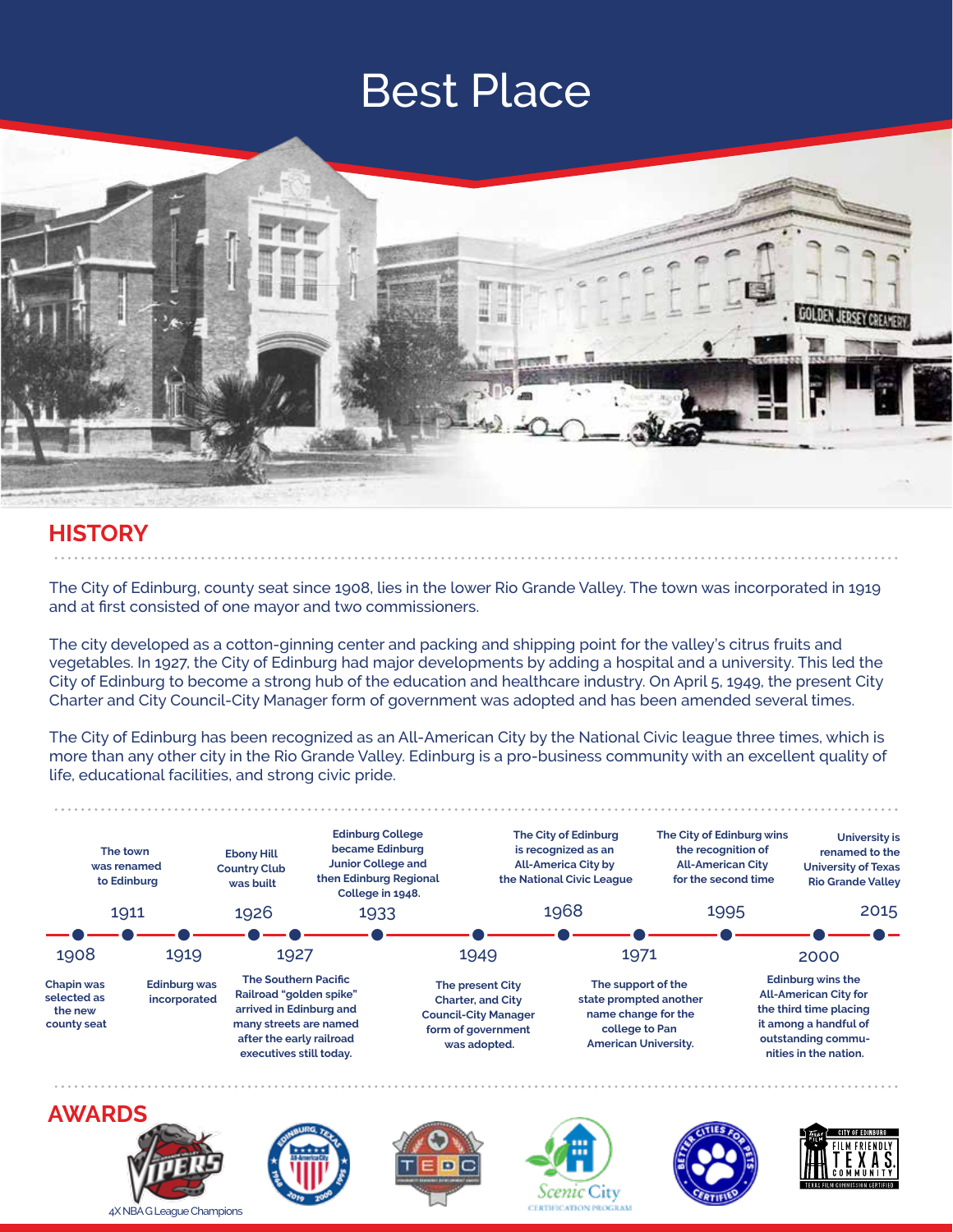# Best Place

## HISTORY

The City of Edinburg, county seat since 1908, lies in the lower Rio Grande Valley. The town was incorporated in 1919 and at first consisted of one mayor and two commissioners.

The city developed as a cotton-ginning center and packing and shipping point for the valley's citrus fruits and vegetables. In 1927, the City of Edinburg had major developments by adding a hospital and a university. This led the City of Edinburg to become a strong hub of the education and healthcare industry. On April 5, 1949, the present City Charter and City Council-City Manager form of government was adopted and has been amended several times.

The City of Edinburg has been recognized as an All-American City by the National Civic league three times, which is more than any other city in the Rio Grande Valley. Edinburg is a pro-business community with an excellent quality of life, educational facilities, and strong civic pride.

- **1908** – Chapin was selected as the new county seat
- **1911** – The town was renamed to Edinburg
- **1919** – Edinburg was incorporated
- **1926** – Ebony Hill Country Club was built
- **1927** – The Southern Pacific Railroad "golden spike" arrived in Edinburg and many streets are named after the early railroad executives still today.
- **1933** – Edinburg College became Edinburg Junior College and then Edinburg Regional College in 1948.
- **1949** – The present City Charter, and City Council-City Manager form of government was adopted.
- **1968** – The City of Edinburg is recognized as an All-America City by the National Civic League
- **1971** – The support of the state prompted another name change for the college to Pan American University.
- **1995** – The City of Edinburg wins the recognition of All-American City for the second time
- **2000** – Edinburg wins the All-American City for the third time placing it among a handful of outstanding communities in the nation.
- **2015** – University is renamed to the University of Texas Rio Grande Valley

## AWARDS

4X NBA G League Champions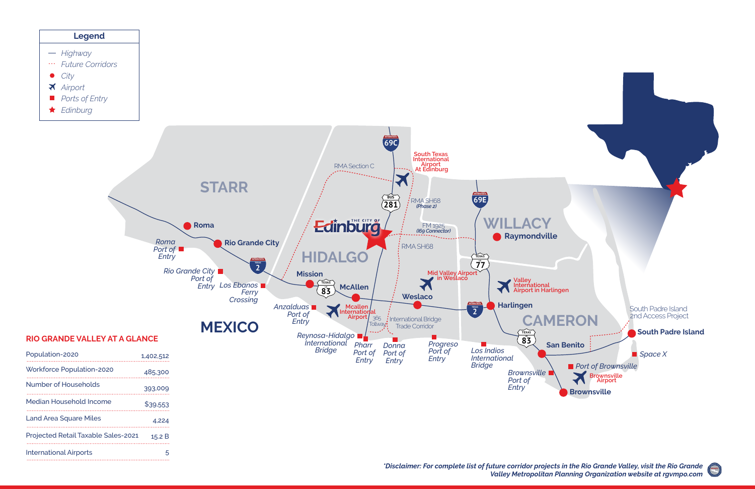## Legend

- Highway
- Future Corridors
- City
- Airport
- Ports of Entry
- Edinburg

STARR

HIDALGO

WILLACY

CAMERON

MEXICO

Roma

Rio Grande City

Roma Port of Entry

Rio Grande City Port of Entry

Los Ebanos Ferry Crossing

Mission

McAllen

Weslaco

Harlingen

Raymondville

San Benito

Brownsville

South Padre Island

Space X

Port of Brownsville

Brownsville Airport

Brownsville Port of Entry

Los Indios International Bridge

Progreso Port of Entry

Donna Port of Entry

Pharr Port of Entry

Reynosa-Hidalgo International Bridge

Anzalduas Port of Entry

Mcallen International Airport

365 Tollway

International Bridge Trade Corridor

Mid Valley Airport in Weslaco

Valley International Airport in Harlingen

South Texas International Airport At Edinburg

RMA Section C

RMA SH68 (Phase 2)

FM 1925 (I69 Connector)

RMA SH68

South Padre Island 2nd Access Project

THE CITY OF Edinburg

69C, 281, 69E, 77, 2, 83

## RIO GRANDE VALLEY AT A GLANCE

| | |
|---|---|
| Population-2020 | 1,402,512 |
| Workforce Population-2020 | 485,300 |
| Number of Households | 393,009 |
| Median Household Income | $39,553 |
| Land Area Square Miles | 4,224 |
| Projected Retail Taxable Sales-2021 | 15.2 B |
| International Airports | 5 |

*\*Disclaimer: For complete list of future corridor projects in the Rio Grande Valley, visit the Rio Grande Valley Metropolitan Planning Organization website at rgvmpo.com*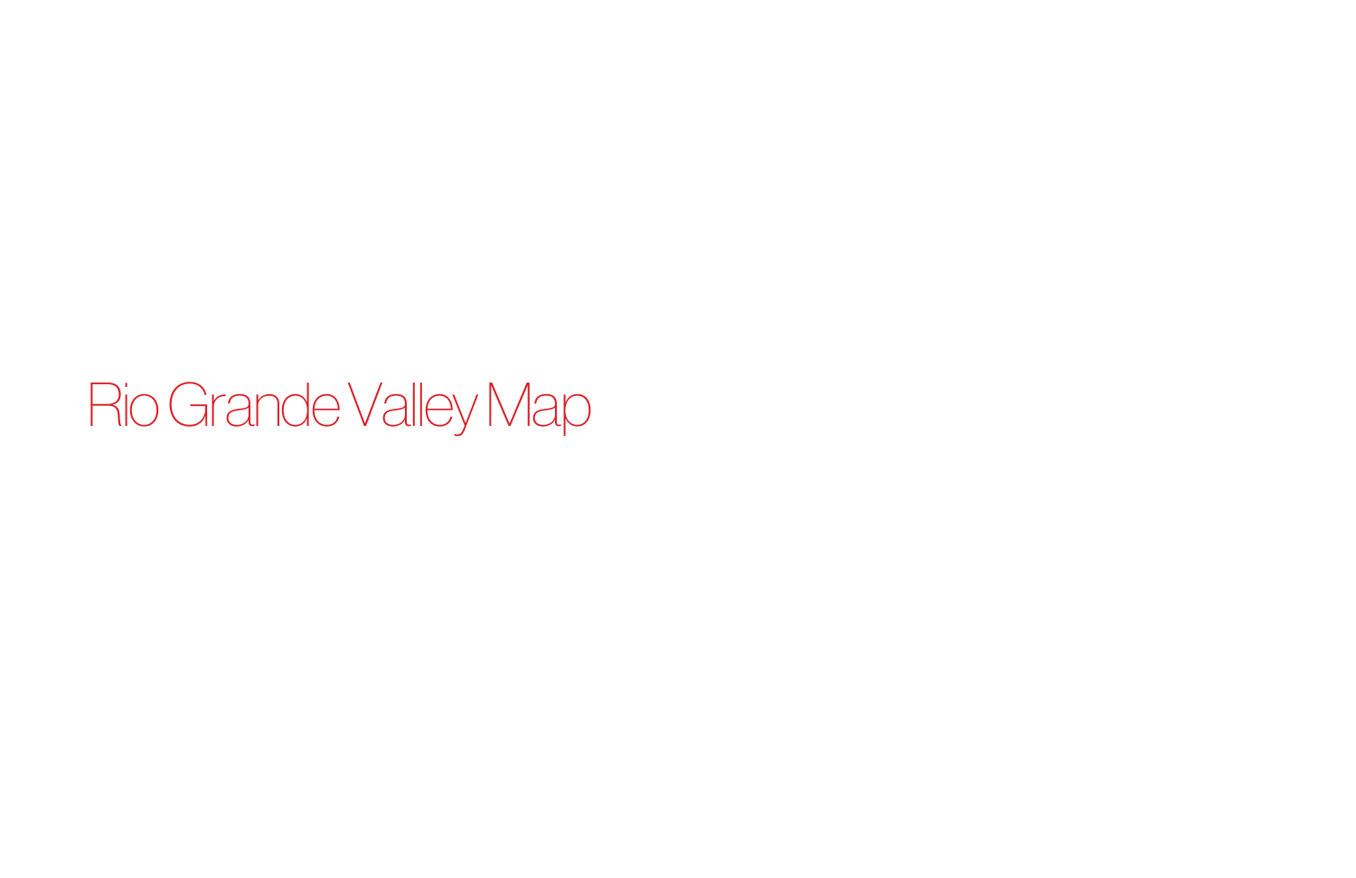# Rio Grande Valley Map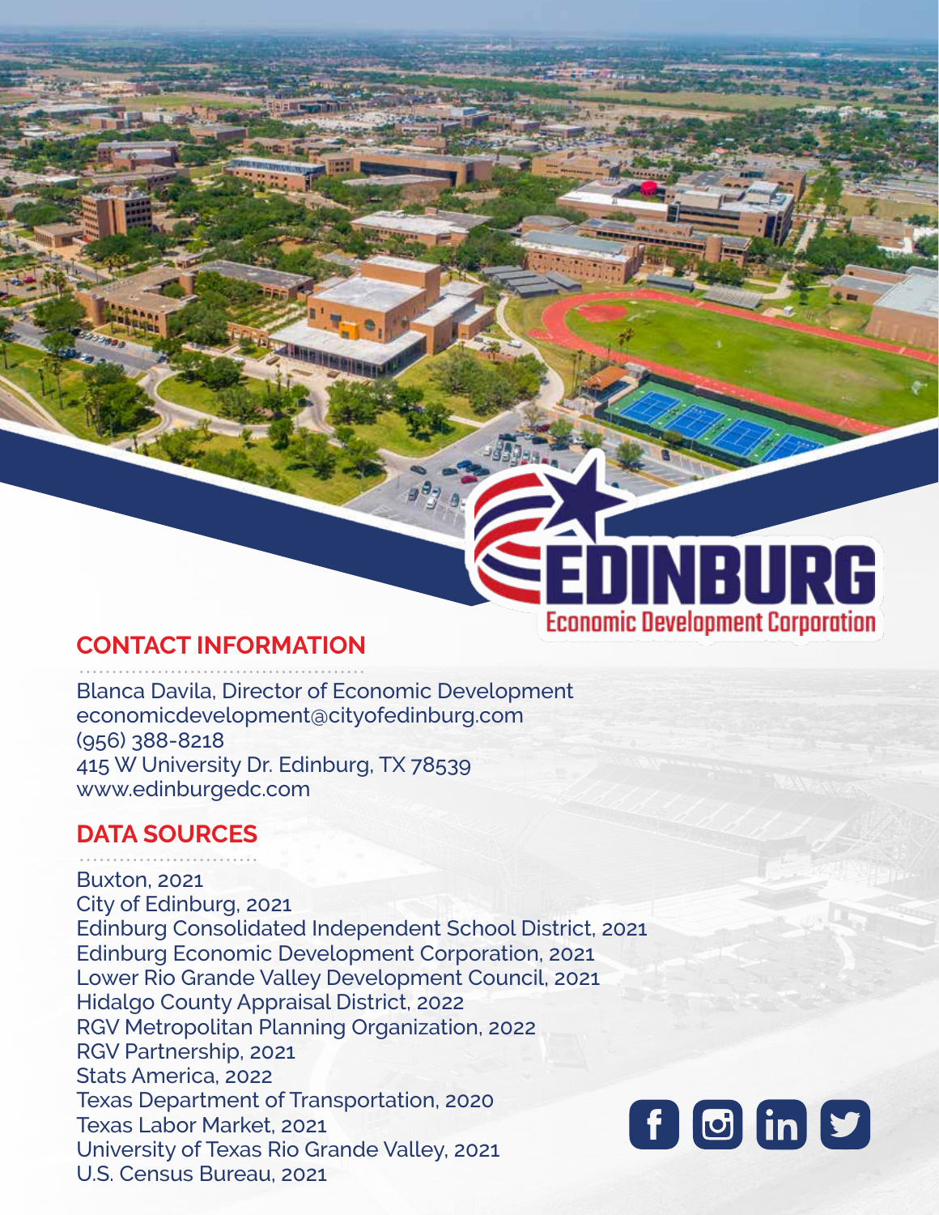EDINBURG
Economic Development Corporation

## CONTACT INFORMATION

Blanca Davila, Director of Economic Development
economicdevelopment@cityofedinburg.com
(956) 388-8218
415 W University Dr. Edinburg, TX 78539
www.edinburgedc.com

## DATA SOURCES

Buxton, 2021
City of Edinburg, 2021
Edinburg Consolidated Independent School District, 2021
Edinburg Economic Development Corporation, 2021
Lower Rio Grande Valley Development Council, 2021
Hidalgo County Appraisal District, 2022
RGV Metropolitan Planning Organization, 2022
RGV Partnership, 2021
Stats America, 2022
Texas Department of Transportation, 2020
Texas Labor Market, 2021
University of Texas Rio Grande Valley, 2021
U.S. Census Bureau, 2021